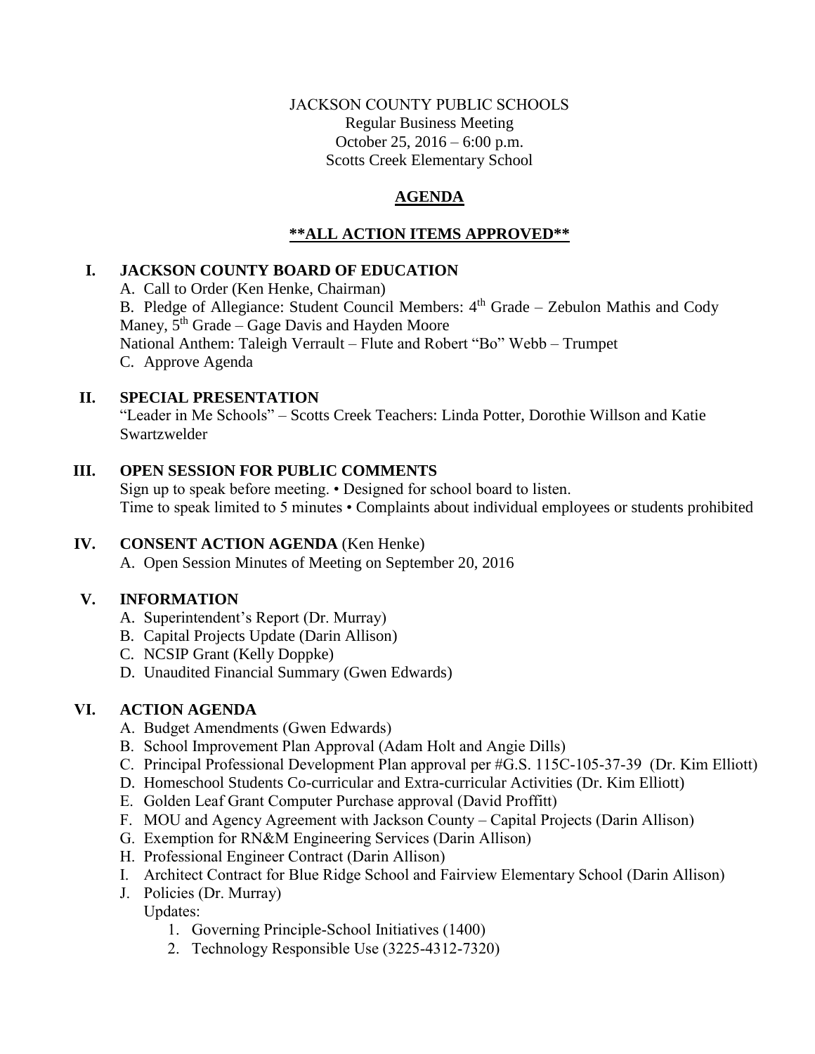JACKSON COUNTY PUBLIC SCHOOLS
Regular Business Meeting
October 25, 2016 – 6:00 p.m.
Scotts Creek Elementary School

# AGENDA

## **\*\*ALL ACTION ITEMS APPROVED\*\***

## I. JACKSON COUNTY BOARD OF EDUCATION

A. Call to Order (Ken Henke, Chairman)

B. Pledge of Allegiance: Student Council Members: 4th Grade – Zebulon Mathis and Cody Maney, 5th Grade – Gage Davis and Hayden Moore
National Anthem: Taleigh Verrault – Flute and Robert "Bo" Webb – Trumpet

C. Approve Agenda

## II. SPECIAL PRESENTATION

"Leader in Me Schools" – Scotts Creek Teachers: Linda Potter, Dorothie Willson and Katie Swartzwelder

## III. OPEN SESSION FOR PUBLIC COMMENTS

Sign up to speak before meeting. • Designed for school board to listen.
Time to speak limited to 5 minutes • Complaints about individual employees or students prohibited

## IV. CONSENT ACTION AGENDA (Ken Henke)

A. Open Session Minutes of Meeting on September 20, 2016

## V. INFORMATION

A. Superintendent's Report (Dr. Murray)
B. Capital Projects Update (Darin Allison)
C. NCSIP Grant (Kelly Doppke)
D. Unaudited Financial Summary (Gwen Edwards)

## VI. ACTION AGENDA

A. Budget Amendments (Gwen Edwards)
B. School Improvement Plan Approval (Adam Holt and Angie Dills)
C. Principal Professional Development Plan approval per #G.S. 115C-105-37-39 (Dr. Kim Elliott)
D. Homeschool Students Co-curricular and Extra-curricular Activities (Dr. Kim Elliott)
E. Golden Leaf Grant Computer Purchase approval (David Proffitt)
F. MOU and Agency Agreement with Jackson County – Capital Projects (Darin Allison)
G. Exemption for RN&M Engineering Services (Darin Allison)
H. Professional Engineer Contract (Darin Allison)
I. Architect Contract for Blue Ridge School and Fairview Elementary School (Darin Allison)
J. Policies (Dr. Murray)
Updates:
   1. Governing Principle-School Initiatives (1400)
   2. Technology Responsible Use (3225-4312-7320)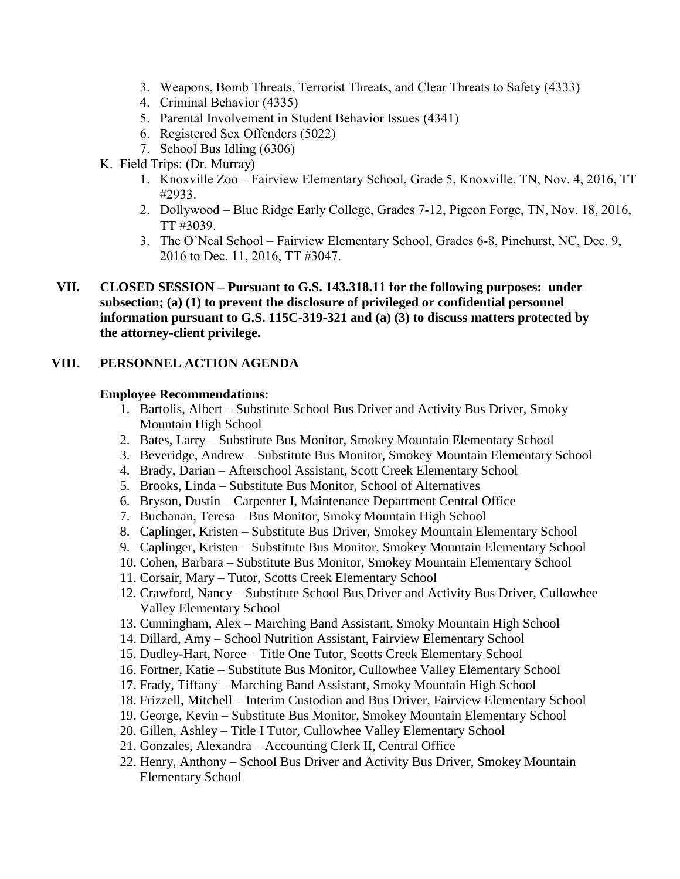3. Weapons, Bomb Threats, Terrorist Threats, and Clear Threats to Safety (4333)
4. Criminal Behavior (4335)
5. Parental Involvement in Student Behavior Issues (4341)
6. Registered Sex Offenders (5022)
7. School Bus Idling (6306)

K. Field Trips: (Dr. Murray)

1. Knoxville Zoo – Fairview Elementary School, Grade 5, Knoxville, TN, Nov. 4, 2016, TT #2933.
2. Dollywood – Blue Ridge Early College, Grades 7-12, Pigeon Forge, TN, Nov. 18, 2016, TT #3039.
3. The O'Neal School – Fairview Elementary School, Grades 6-8, Pinehurst, NC, Dec. 9, 2016 to Dec. 11, 2016, TT #3047.

## VII. CLOSED SESSION – Pursuant to G.S. 143.318.11 for the following purposes: under subsection; (a) (1) to prevent the disclosure of privileged or confidential personnel information pursuant to G.S. 115C-319-321 and (a) (3) to discuss matters protected by the attorney-client privilege.

## VIII. PERSONNEL ACTION AGENDA

**Employee Recommendations:**

1. Bartolis, Albert – Substitute School Bus Driver and Activity Bus Driver, Smoky Mountain High School
2. Bates, Larry – Substitute Bus Monitor, Smokey Mountain Elementary School
3. Beveridge, Andrew – Substitute Bus Monitor, Smokey Mountain Elementary School
4. Brady, Darian – Afterschool Assistant, Scott Creek Elementary School
5. Brooks, Linda – Substitute Bus Monitor, School of Alternatives
6. Bryson, Dustin – Carpenter I, Maintenance Department Central Office
7. Buchanan, Teresa – Bus Monitor, Smoky Mountain High School
8. Caplinger, Kristen – Substitute Bus Driver, Smokey Mountain Elementary School
9. Caplinger, Kristen – Substitute Bus Monitor, Smokey Mountain Elementary School
10. Cohen, Barbara – Substitute Bus Monitor, Smokey Mountain Elementary School
11. Corsair, Mary – Tutor, Scotts Creek Elementary School
12. Crawford, Nancy – Substitute School Bus Driver and Activity Bus Driver, Cullowhee Valley Elementary School
13. Cunningham, Alex – Marching Band Assistant, Smoky Mountain High School
14. Dillard, Amy – School Nutrition Assistant, Fairview Elementary School
15. Dudley-Hart, Noree – Title One Tutor, Scotts Creek Elementary School
16. Fortner, Katie – Substitute Bus Monitor, Cullowhee Valley Elementary School
17. Frady, Tiffany – Marching Band Assistant, Smoky Mountain High School
18. Frizzell, Mitchell – Interim Custodian and Bus Driver, Fairview Elementary School
19. George, Kevin – Substitute Bus Monitor, Smokey Mountain Elementary School
20. Gillen, Ashley – Title I Tutor, Cullowhee Valley Elementary School
21. Gonzales, Alexandra – Accounting Clerk II, Central Office
22. Henry, Anthony – School Bus Driver and Activity Bus Driver, Smokey Mountain Elementary School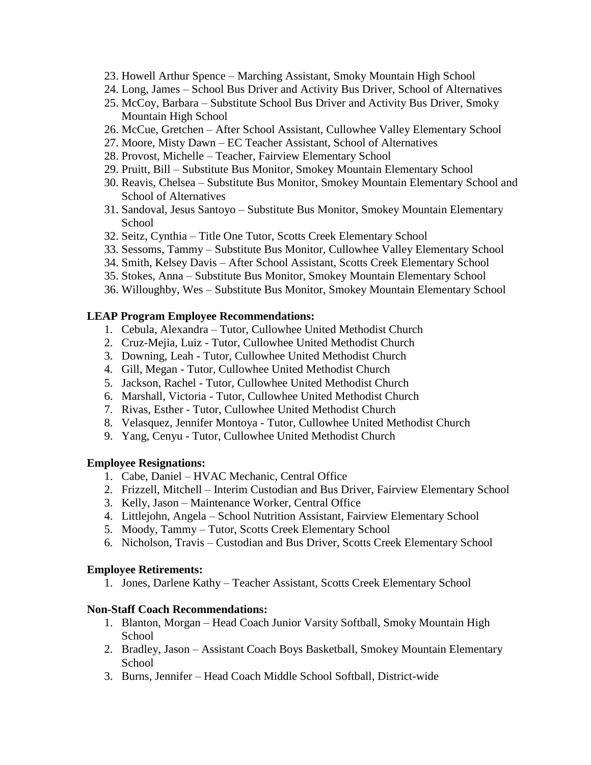23. Howell Arthur Spence – Marching Assistant, Smoky Mountain High School
24. Long, James – School Bus Driver and Activity Bus Driver, School of Alternatives
25. McCoy, Barbara – Substitute School Bus Driver and Activity Bus Driver, Smoky Mountain High School
26. McCue, Gretchen – After School Assistant, Cullowhee Valley Elementary School
27. Moore, Misty Dawn – EC Teacher Assistant, School of Alternatives
28. Provost, Michelle – Teacher, Fairview Elementary School
29. Pruitt, Bill – Substitute Bus Monitor, Smokey Mountain Elementary School
30. Reavis, Chelsea – Substitute Bus Monitor, Smokey Mountain Elementary School and School of Alternatives
31. Sandoval, Jesus Santoyo – Substitute Bus Monitor, Smokey Mountain Elementary School
32. Seitz, Cynthia – Title One Tutor, Scotts Creek Elementary School
33. Sessoms, Tammy – Substitute Bus Monitor, Cullowhee Valley Elementary School
34. Smith, Kelsey Davis – After School Assistant, Scotts Creek Elementary School
35. Stokes, Anna – Substitute Bus Monitor, Smokey Mountain Elementary School
36. Willoughby, Wes – Substitute Bus Monitor, Smokey Mountain Elementary School

**LEAP Program Employee Recommendations:**

1. Cebula, Alexandra – Tutor, Cullowhee United Methodist Church
2. Cruz-Mejia, Luiz - Tutor, Cullowhee United Methodist Church
3. Downing, Leah - Tutor, Cullowhee United Methodist Church
4. Gill, Megan - Tutor, Cullowhee United Methodist Church
5. Jackson, Rachel - Tutor, Cullowhee United Methodist Church
6. Marshall, Victoria - Tutor, Cullowhee United Methodist Church
7. Rivas, Esther - Tutor, Cullowhee United Methodist Church
8. Velasquez, Jennifer Montoya - Tutor, Cullowhee United Methodist Church
9. Yang, Cenyu - Tutor, Cullowhee United Methodist Church

**Employee Resignations:**

1. Cabe, Daniel – HVAC Mechanic, Central Office
2. Frizzell, Mitchell – Interim Custodian and Bus Driver, Fairview Elementary School
3. Kelly, Jason – Maintenance Worker, Central Office
4. Littlejohn, Angela – School Nutrition Assistant, Fairview Elementary School
5. Moody, Tammy – Tutor, Scotts Creek Elementary School
6. Nicholson, Travis – Custodian and Bus Driver, Scotts Creek Elementary School

**Employee Retirements:**

1. Jones, Darlene Kathy – Teacher Assistant, Scotts Creek Elementary School

**Non-Staff Coach Recommendations:**

1. Blanton, Morgan – Head Coach Junior Varsity Softball, Smoky Mountain High School
2. Bradley, Jason – Assistant Coach Boys Basketball, Smokey Mountain Elementary School
3. Burns, Jennifer – Head Coach Middle School Softball, District-wide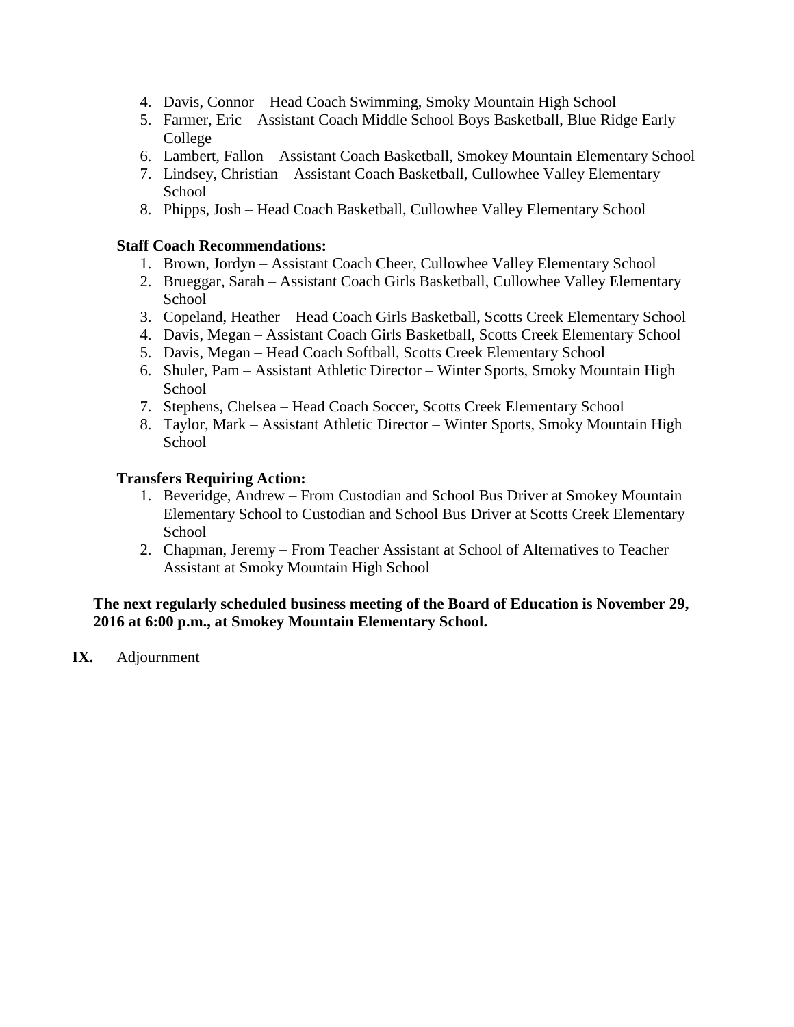4. Davis, Connor – Head Coach Swimming, Smoky Mountain High School
5. Farmer, Eric – Assistant Coach Middle School Boys Basketball, Blue Ridge Early College
6. Lambert, Fallon – Assistant Coach Basketball, Smokey Mountain Elementary School
7. Lindsey, Christian – Assistant Coach Basketball, Cullowhee Valley Elementary School
8. Phipps, Josh – Head Coach Basketball, Cullowhee Valley Elementary School

**Staff Coach Recommendations:**

1. Brown, Jordyn – Assistant Coach Cheer, Cullowhee Valley Elementary School
2. Brueggar, Sarah – Assistant Coach Girls Basketball, Cullowhee Valley Elementary School
3. Copeland, Heather – Head Coach Girls Basketball, Scotts Creek Elementary School
4. Davis, Megan – Assistant Coach Girls Basketball, Scotts Creek Elementary School
5. Davis, Megan – Head Coach Softball, Scotts Creek Elementary School
6. Shuler, Pam – Assistant Athletic Director – Winter Sports, Smoky Mountain High School
7. Stephens, Chelsea – Head Coach Soccer, Scotts Creek Elementary School
8. Taylor, Mark – Assistant Athletic Director – Winter Sports, Smoky Mountain High School

**Transfers Requiring Action:**

1. Beveridge, Andrew – From Custodian and School Bus Driver at Smokey Mountain Elementary School to Custodian and School Bus Driver at Scotts Creek Elementary School
2. Chapman, Jeremy – From Teacher Assistant at School of Alternatives to Teacher Assistant at Smoky Mountain High School

**The next regularly scheduled business meeting of the Board of Education is November 29, 2016 at 6:00 p.m., at Smokey Mountain Elementary School.**

**IX.** Adjournment